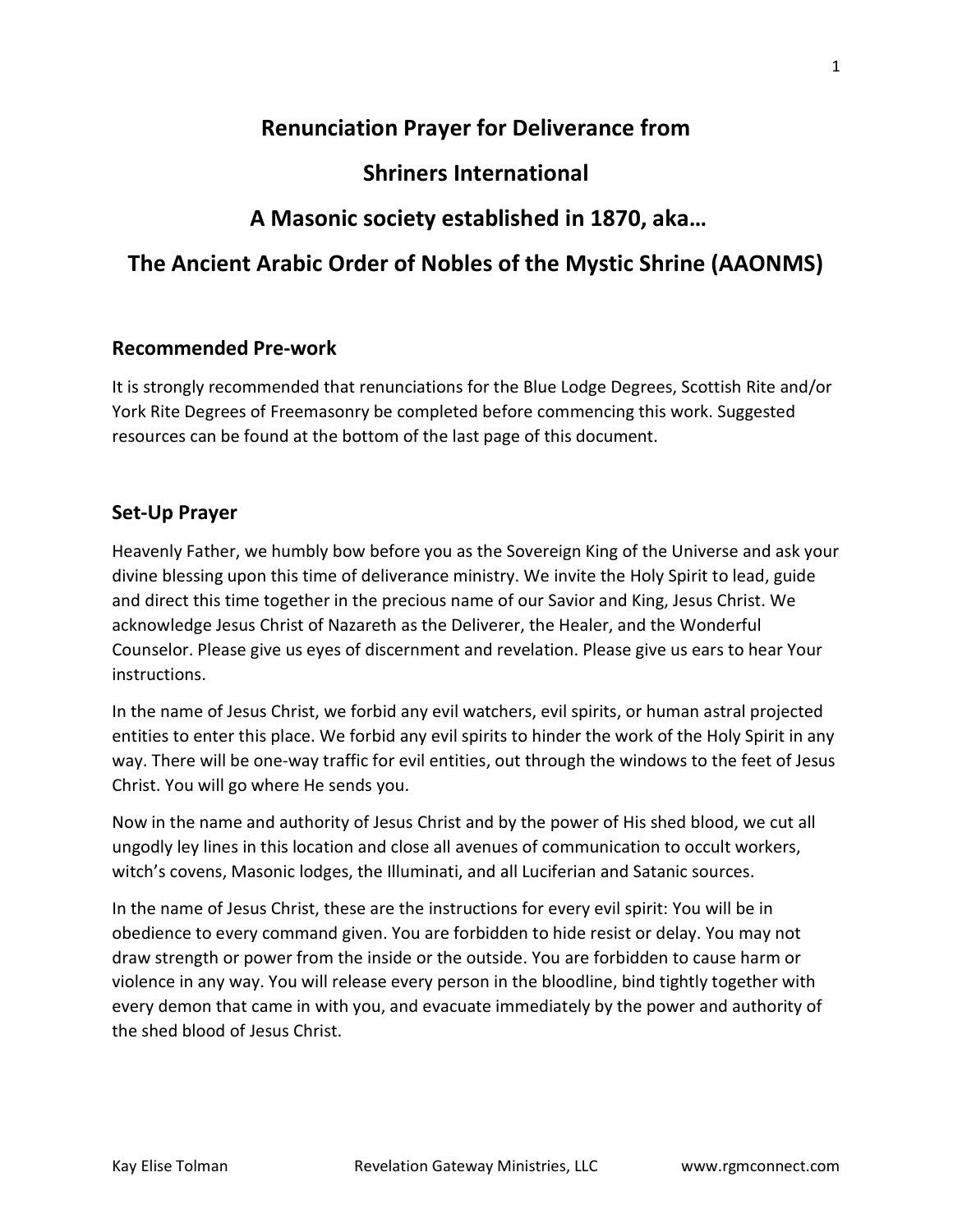# Renunciation Prayer for Deliverance from

# Shriners International

# A Masonic society established in 1870, aka…

# The Ancient Arabic Order of Nobles of the Mystic Shrine (AAONMS)

## Recommended Pre-work

It is strongly recommended that renunciations for the Blue Lodge Degrees, Scottish Rite and/or York Rite Degrees of Freemasonry be completed before commencing this work. Suggested resources can be found at the bottom of the last page of this document.

## Set-Up Prayer

Heavenly Father, we humbly bow before you as the Sovereign King of the Universe and ask your divine blessing upon this time of deliverance ministry. We invite the Holy Spirit to lead, guide and direct this time together in the precious name of our Savior and King, Jesus Christ. We acknowledge Jesus Christ of Nazareth as the Deliverer, the Healer, and the Wonderful Counselor. Please give us eyes of discernment and revelation. Please give us ears to hear Your instructions.

In the name of Jesus Christ, we forbid any evil watchers, evil spirits, or human astral projected entities to enter this place. We forbid any evil spirits to hinder the work of the Holy Spirit in any way. There will be one-way traffic for evil entities, out through the windows to the feet of Jesus Christ. You will go where He sends you.

Now in the name and authority of Jesus Christ and by the power of His shed blood, we cut all ungodly ley lines in this location and close all avenues of communication to occult workers, witch's covens, Masonic lodges, the Illuminati, and all Luciferian and Satanic sources.

In the name of Jesus Christ, these are the instructions for every evil spirit: You will be in obedience to every command given. You are forbidden to hide resist or delay. You may not draw strength or power from the inside or the outside. You are forbidden to cause harm or violence in any way. You will release every person in the bloodline, bind tightly together with every demon that came in with you, and evacuate immediately by the power and authority of the shed blood of Jesus Christ.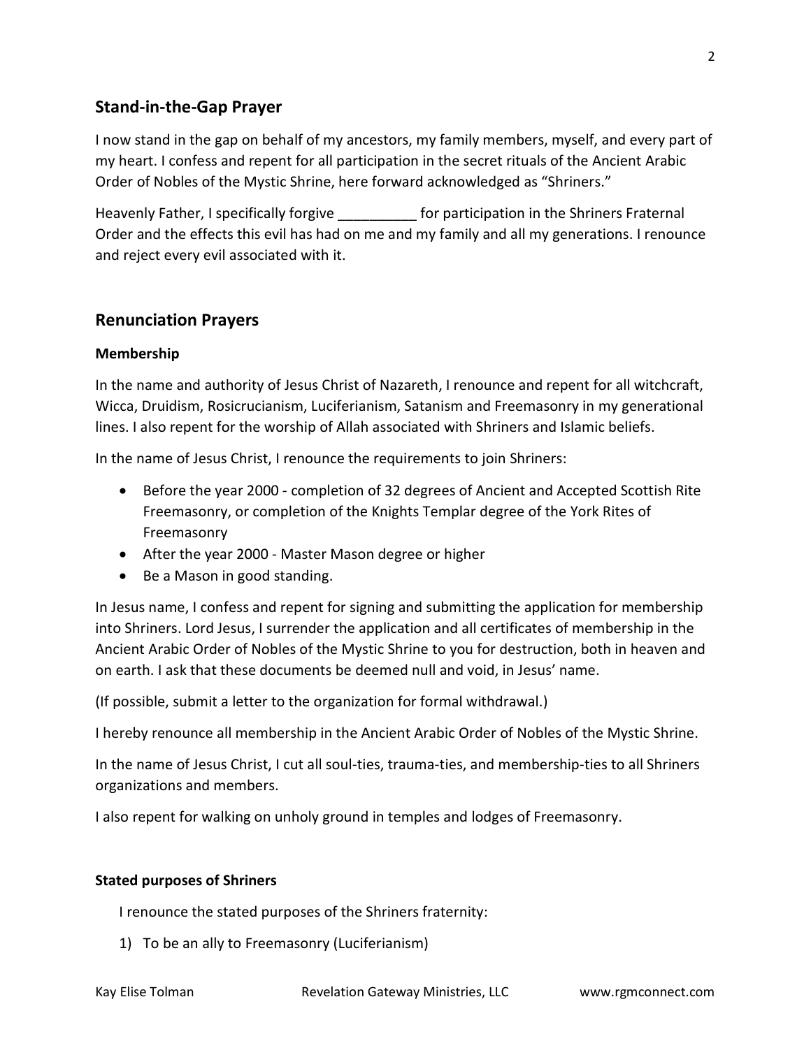## Stand-in-the-Gap Prayer

I now stand in the gap on behalf of my ancestors, my family members, myself, and every part of my heart. I confess and repent for all participation in the secret rituals of the Ancient Arabic Order of Nobles of the Mystic Shrine, here forward acknowledged as "Shriners."

Heavenly Father, I specifically forgive __________ for participation in the Shriners Fraternal Order and the effects this evil has had on me and my family and all my generations. I renounce and reject every evil associated with it.

## Renunciation Prayers

### Membership

In the name and authority of Jesus Christ of Nazareth, I renounce and repent for all witchcraft, Wicca, Druidism, Rosicrucianism, Luciferianism, Satanism and Freemasonry in my generational lines. I also repent for the worship of Allah associated with Shriners and Islamic beliefs.

In the name of Jesus Christ, I renounce the requirements to join Shriners:

- Before the year 2000 - completion of 32 degrees of Ancient and Accepted Scottish Rite Freemasonry, or completion of the Knights Templar degree of the York Rites of Freemasonry
- After the year 2000 - Master Mason degree or higher
- Be a Mason in good standing.

In Jesus name, I confess and repent for signing and submitting the application for membership into Shriners. Lord Jesus, I surrender the application and all certificates of membership in the Ancient Arabic Order of Nobles of the Mystic Shrine to you for destruction, both in heaven and on earth. I ask that these documents be deemed null and void, in Jesus' name.

(If possible, submit a letter to the organization for formal withdrawal.)

I hereby renounce all membership in the Ancient Arabic Order of Nobles of the Mystic Shrine.

In the name of Jesus Christ, I cut all soul-ties, trauma-ties, and membership-ties to all Shriners organizations and members.

I also repent for walking on unholy ground in temples and lodges of Freemasonry.

### Stated purposes of Shriners

I renounce the stated purposes of the Shriners fraternity:

1) To be an ally to Freemasonry (Luciferianism)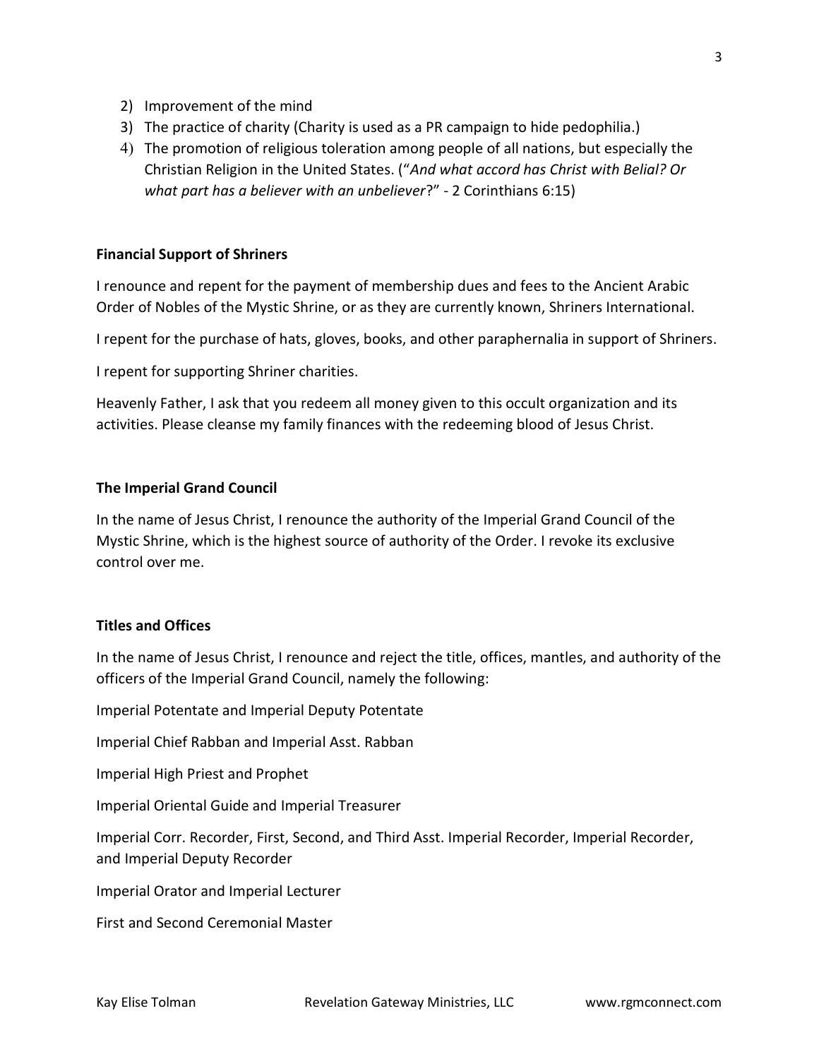2) Improvement of the mind
3) The practice of charity (Charity is used as a PR campaign to hide pedophilia.)
4) The promotion of religious toleration among people of all nations, but especially the Christian Religion in the United States. ("*And what accord has Christ with Belial? Or what part has a believer with an unbeliever*?" - 2 Corinthians 6:15)

**Financial Support of Shriners**

I renounce and repent for the payment of membership dues and fees to the Ancient Arabic Order of Nobles of the Mystic Shrine, or as they are currently known, Shriners International.

I repent for the purchase of hats, gloves, books, and other paraphernalia in support of Shriners.

I repent for supporting Shriner charities.

Heavenly Father, I ask that you redeem all money given to this occult organization and its activities. Please cleanse my family finances with the redeeming blood of Jesus Christ.

**The Imperial Grand Council**

In the name of Jesus Christ, I renounce the authority of the Imperial Grand Council of the Mystic Shrine, which is the highest source of authority of the Order. I revoke its exclusive control over me.

**Titles and Offices**

In the name of Jesus Christ, I renounce and reject the title, offices, mantles, and authority of the officers of the Imperial Grand Council, namely the following:

Imperial Potentate and Imperial Deputy Potentate

Imperial Chief Rabban and Imperial Asst. Rabban

Imperial High Priest and Prophet

Imperial Oriental Guide and Imperial Treasurer

Imperial Corr. Recorder, First, Second, and Third Asst. Imperial Recorder, Imperial Recorder, and Imperial Deputy Recorder

Imperial Orator and Imperial Lecturer

First and Second Ceremonial Master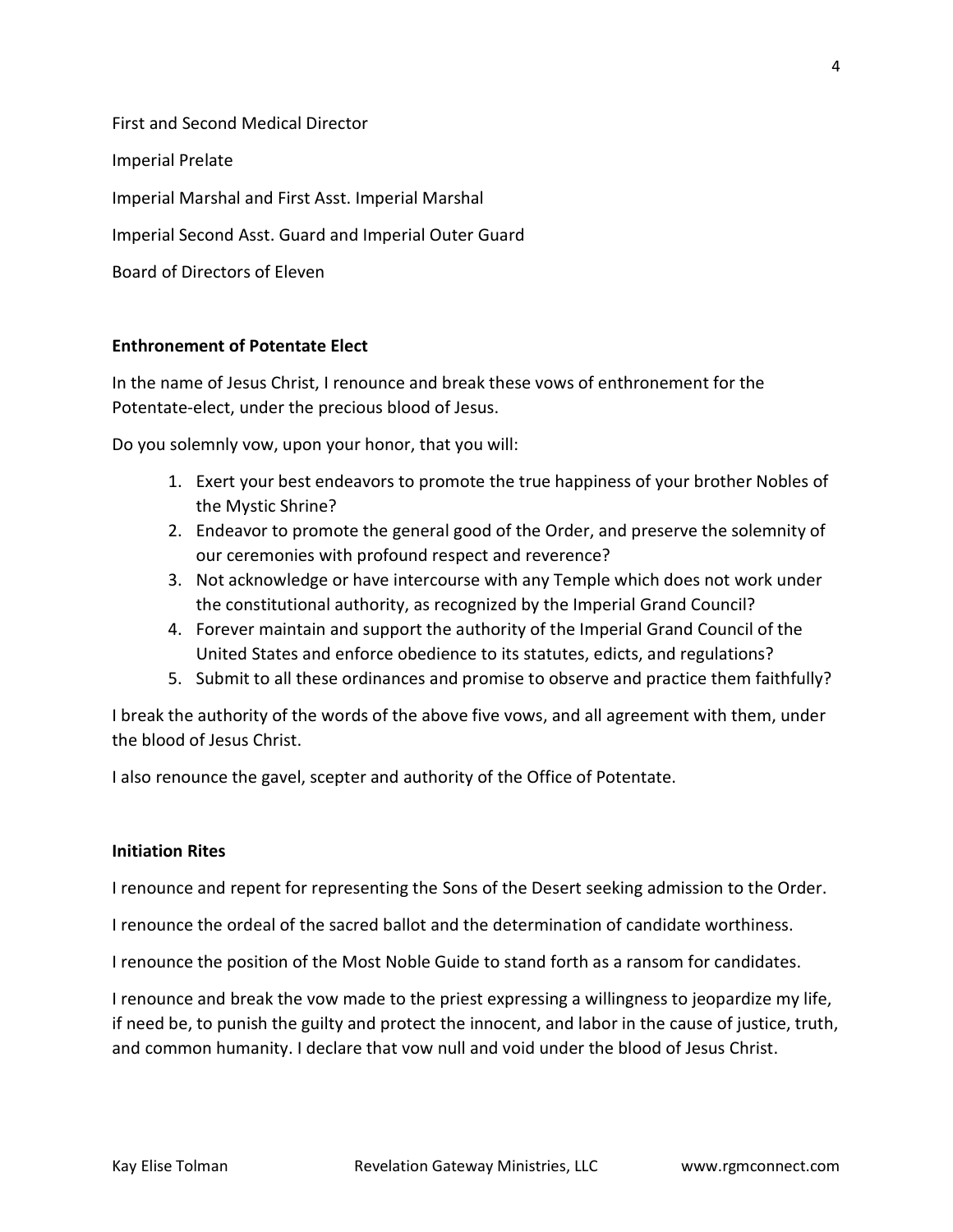First and Second Medical Director

Imperial Prelate

Imperial Marshal and First Asst. Imperial Marshal

Imperial Second Asst. Guard and Imperial Outer Guard

Board of Directors of Eleven

**Enthronement of Potentate Elect**

In the name of Jesus Christ, I renounce and break these vows of enthronement for the Potentate-elect, under the precious blood of Jesus.

Do you solemnly vow, upon your honor, that you will:

1. Exert your best endeavors to promote the true happiness of your brother Nobles of the Mystic Shrine?
2. Endeavor to promote the general good of the Order, and preserve the solemnity of our ceremonies with profound respect and reverence?
3. Not acknowledge or have intercourse with any Temple which does not work under the constitutional authority, as recognized by the Imperial Grand Council?
4. Forever maintain and support the authority of the Imperial Grand Council of the United States and enforce obedience to its statutes, edicts, and regulations?
5. Submit to all these ordinances and promise to observe and practice them faithfully?

I break the authority of the words of the above five vows, and all agreement with them, under the blood of Jesus Christ.

I also renounce the gavel, scepter and authority of the Office of Potentate.

**Initiation Rites**

I renounce and repent for representing the Sons of the Desert seeking admission to the Order.

I renounce the ordeal of the sacred ballot and the determination of candidate worthiness.

I renounce the position of the Most Noble Guide to stand forth as a ransom for candidates.

I renounce and break the vow made to the priest expressing a willingness to jeopardize my life, if need be, to punish the guilty and protect the innocent, and labor in the cause of justice, truth, and common humanity. I declare that vow null and void under the blood of Jesus Christ.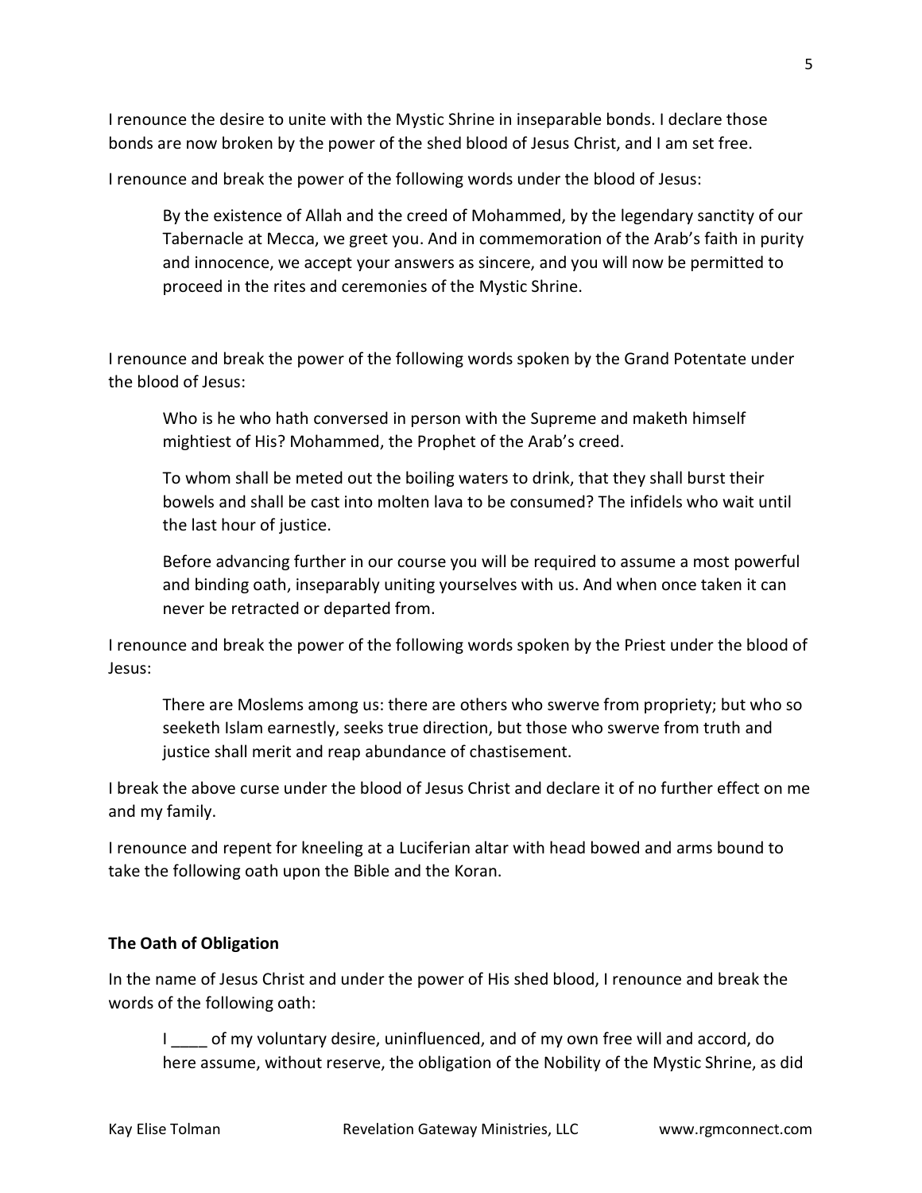I renounce the desire to unite with the Mystic Shrine in inseparable bonds. I declare those bonds are now broken by the power of the shed blood of Jesus Christ, and I am set free.

I renounce and break the power of the following words under the blood of Jesus:

> By the existence of Allah and the creed of Mohammed, by the legendary sanctity of our Tabernacle at Mecca, we greet you. And in commemoration of the Arab's faith in purity and innocence, we accept your answers as sincere, and you will now be permitted to proceed in the rites and ceremonies of the Mystic Shrine.

I renounce and break the power of the following words spoken by the Grand Potentate under the blood of Jesus:

> Who is he who hath conversed in person with the Supreme and maketh himself mightiest of His? Mohammed, the Prophet of the Arab's creed.
>
> To whom shall be meted out the boiling waters to drink, that they shall burst their bowels and shall be cast into molten lava to be consumed? The infidels who wait until the last hour of justice.
>
> Before advancing further in our course you will be required to assume a most powerful and binding oath, inseparably uniting yourselves with us. And when once taken it can never be retracted or departed from.

I renounce and break the power of the following words spoken by the Priest under the blood of Jesus:

> There are Moslems among us: there are others who swerve from propriety; but who so seeketh Islam earnestly, seeks true direction, but those who swerve from truth and justice shall merit and reap abundance of chastisement.

I break the above curse under the blood of Jesus Christ and declare it of no further effect on me and my family.

I renounce and repent for kneeling at a Luciferian altar with head bowed and arms bound to take the following oath upon the Bible and the Koran.

**The Oath of Obligation**

In the name of Jesus Christ and under the power of His shed blood, I renounce and break the words of the following oath:

> I ____ of my voluntary desire, uninfluenced, and of my own free will and accord, do here assume, without reserve, the obligation of the Nobility of the Mystic Shrine, as did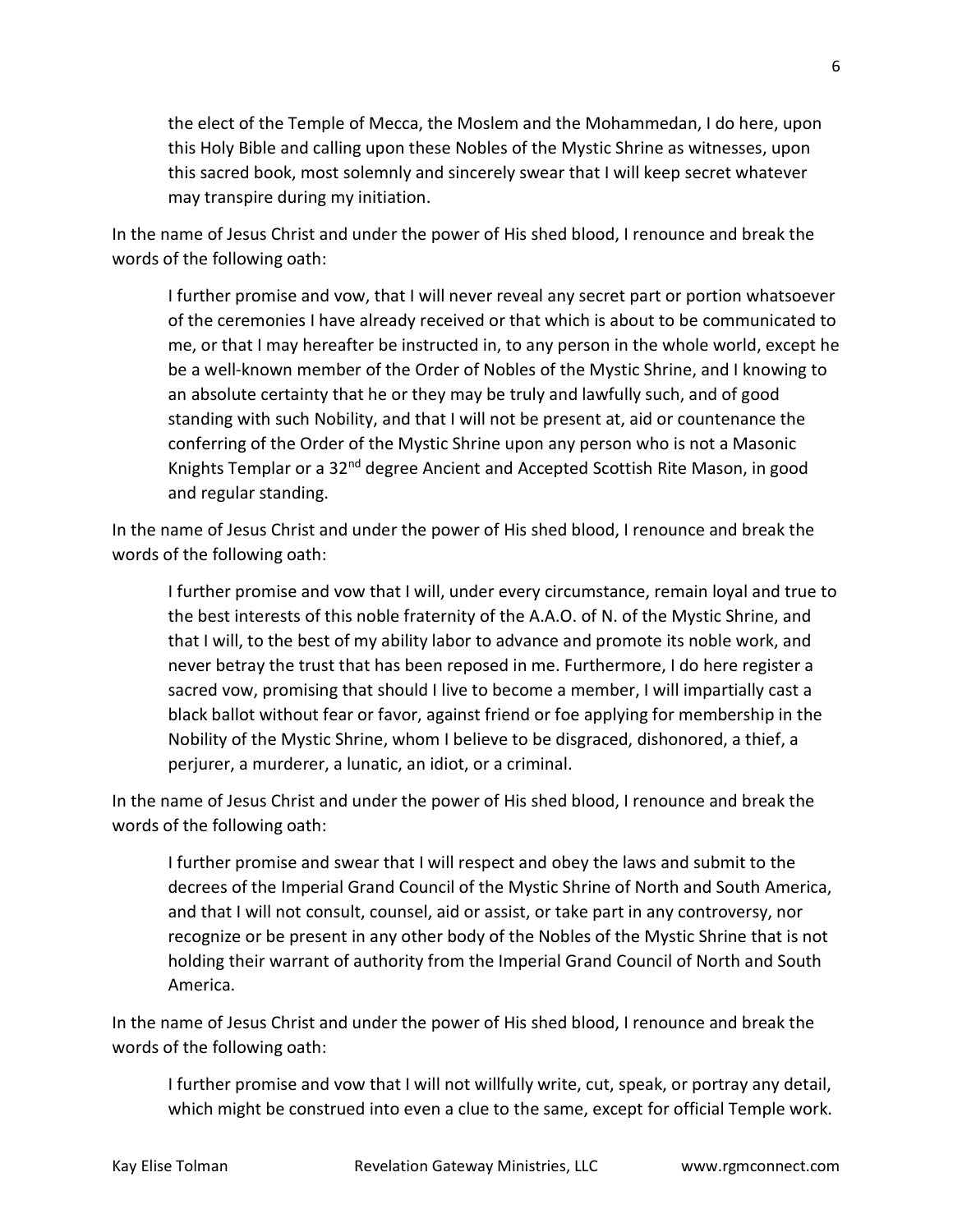> the elect of the Temple of Mecca, the Moslem and the Mohammedan, I do here, upon this Holy Bible and calling upon these Nobles of the Mystic Shrine as witnesses, upon this sacred book, most solemnly and sincerely swear that I will keep secret whatever may transpire during my initiation.

In the name of Jesus Christ and under the power of His shed blood, I renounce and break the words of the following oath:

> I further promise and vow, that I will never reveal any secret part or portion whatsoever of the ceremonies I have already received or that which is about to be communicated to me, or that I may hereafter be instructed in, to any person in the whole world, except he be a well-known member of the Order of Nobles of the Mystic Shrine, and I knowing to an absolute certainty that he or they may be truly and lawfully such, and of good standing with such Nobility, and that I will not be present at, aid or countenance the conferring of the Order of the Mystic Shrine upon any person who is not a Masonic Knights Templar or a 32nd degree Ancient and Accepted Scottish Rite Mason, in good and regular standing.

In the name of Jesus Christ and under the power of His shed blood, I renounce and break the words of the following oath:

> I further promise and vow that I will, under every circumstance, remain loyal and true to the best interests of this noble fraternity of the A.A.O. of N. of the Mystic Shrine, and that I will, to the best of my ability labor to advance and promote its noble work, and never betray the trust that has been reposed in me. Furthermore, I do here register a sacred vow, promising that should I live to become a member, I will impartially cast a black ballot without fear or favor, against friend or foe applying for membership in the Nobility of the Mystic Shrine, whom I believe to be disgraced, dishonored, a thief, a perjurer, a murderer, a lunatic, an idiot, or a criminal.

In the name of Jesus Christ and under the power of His shed blood, I renounce and break the words of the following oath:

> I further promise and swear that I will respect and obey the laws and submit to the decrees of the Imperial Grand Council of the Mystic Shrine of North and South America, and that I will not consult, counsel, aid or assist, or take part in any controversy, nor recognize or be present in any other body of the Nobles of the Mystic Shrine that is not holding their warrant of authority from the Imperial Grand Council of North and South America.

In the name of Jesus Christ and under the power of His shed blood, I renounce and break the words of the following oath:

> I further promise and vow that I will not willfully write, cut, speak, or portray any detail, which might be construed into even a clue to the same, except for official Temple work.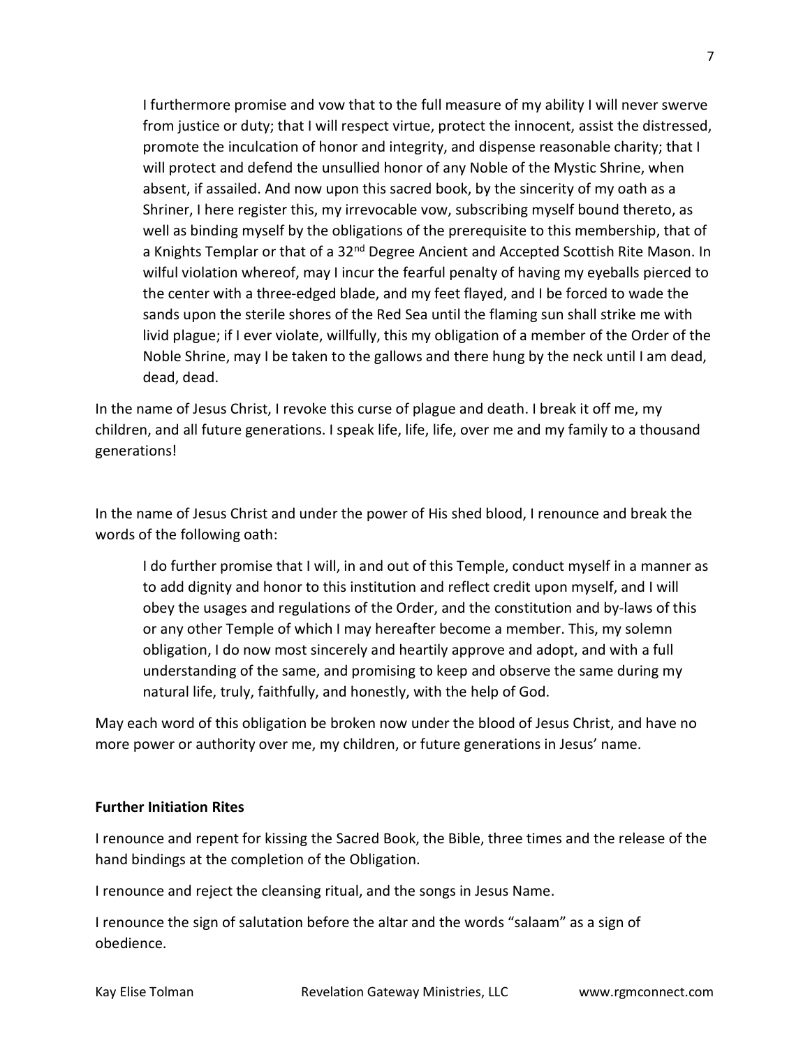> I furthermore promise and vow that to the full measure of my ability I will never swerve from justice or duty; that I will respect virtue, protect the innocent, assist the distressed, promote the inculcation of honor and integrity, and dispense reasonable charity; that I will protect and defend the unsullied honor of any Noble of the Mystic Shrine, when absent, if assailed. And now upon this sacred book, by the sincerity of my oath as a Shriner, I here register this, my irrevocable vow, subscribing myself bound thereto, as well as binding myself by the obligations of the prerequisite to this membership, that of a Knights Templar or that of a 32nd Degree Ancient and Accepted Scottish Rite Mason. In wilful violation whereof, may I incur the fearful penalty of having my eyeballs pierced to the center with a three-edged blade, and my feet flayed, and I be forced to wade the sands upon the sterile shores of the Red Sea until the flaming sun shall strike me with livid plague; if I ever violate, willfully, this my obligation of a member of the Order of the Noble Shrine, may I be taken to the gallows and there hung by the neck until I am dead, dead, dead.

In the name of Jesus Christ, I revoke this curse of plague and death. I break it off me, my children, and all future generations. I speak life, life, life, over me and my family to a thousand generations!

In the name of Jesus Christ and under the power of His shed blood, I renounce and break the words of the following oath:

> I do further promise that I will, in and out of this Temple, conduct myself in a manner as to add dignity and honor to this institution and reflect credit upon myself, and I will obey the usages and regulations of the Order, and the constitution and by-laws of this or any other Temple of which I may hereafter become a member. This, my solemn obligation, I do now most sincerely and heartily approve and adopt, and with a full understanding of the same, and promising to keep and observe the same during my natural life, truly, faithfully, and honestly, with the help of God.

May each word of this obligation be broken now under the blood of Jesus Christ, and have no more power or authority over me, my children, or future generations in Jesus' name.

**Further Initiation Rites**

I renounce and repent for kissing the Sacred Book, the Bible, three times and the release of the hand bindings at the completion of the Obligation.

I renounce and reject the cleansing ritual, and the songs in Jesus Name.

I renounce the sign of salutation before the altar and the words "salaam" as a sign of obedience.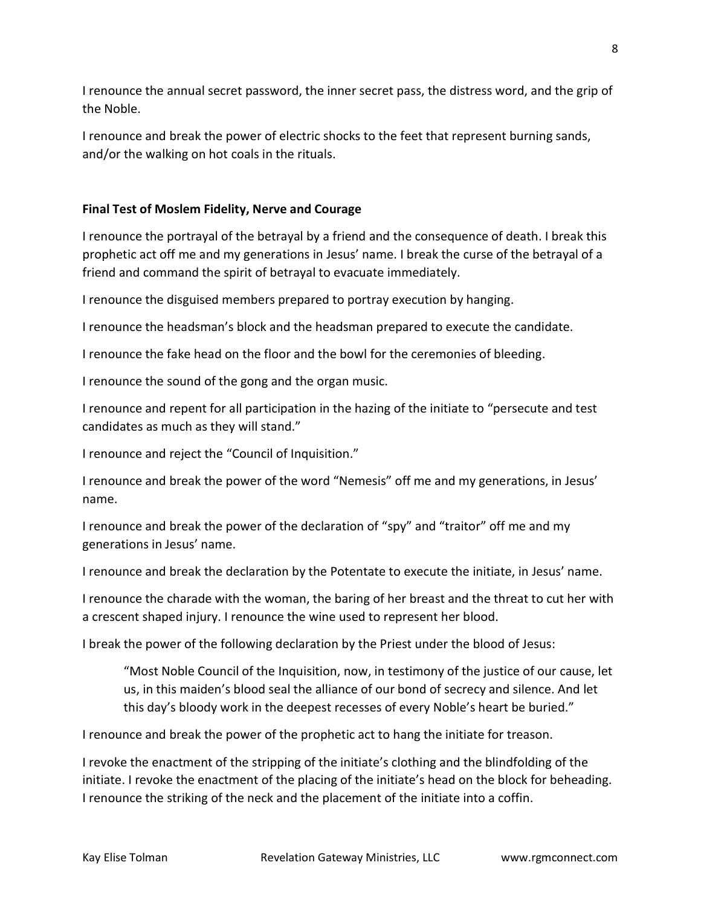I renounce the annual secret password, the inner secret pass, the distress word, and the grip of the Noble.

I renounce and break the power of electric shocks to the feet that represent burning sands, and/or the walking on hot coals in the rituals.

**Final Test of Moslem Fidelity, Nerve and Courage**

I renounce the portrayal of the betrayal by a friend and the consequence of death. I break this prophetic act off me and my generations in Jesus' name. I break the curse of the betrayal of a friend and command the spirit of betrayal to evacuate immediately.

I renounce the disguised members prepared to portray execution by hanging.

I renounce the headsman's block and the headsman prepared to execute the candidate.

I renounce the fake head on the floor and the bowl for the ceremonies of bleeding.

I renounce the sound of the gong and the organ music.

I renounce and repent for all participation in the hazing of the initiate to "persecute and test candidates as much as they will stand."

I renounce and reject the "Council of Inquisition."

I renounce and break the power of the word "Nemesis" off me and my generations, in Jesus' name.

I renounce and break the power of the declaration of "spy" and "traitor" off me and my generations in Jesus' name.

I renounce and break the declaration by the Potentate to execute the initiate, in Jesus' name.

I renounce the charade with the woman, the baring of her breast and the threat to cut her with a crescent shaped injury. I renounce the wine used to represent her blood.

I break the power of the following declaration by the Priest under the blood of Jesus:

> "Most Noble Council of the Inquisition, now, in testimony of the justice of our cause, let us, in this maiden's blood seal the alliance of our bond of secrecy and silence. And let this day's bloody work in the deepest recesses of every Noble's heart be buried."

I renounce and break the power of the prophetic act to hang the initiate for treason.

I revoke the enactment of the stripping of the initiate's clothing and the blindfolding of the initiate. I revoke the enactment of the placing of the initiate's head on the block for beheading. I renounce the striking of the neck and the placement of the initiate into a coffin.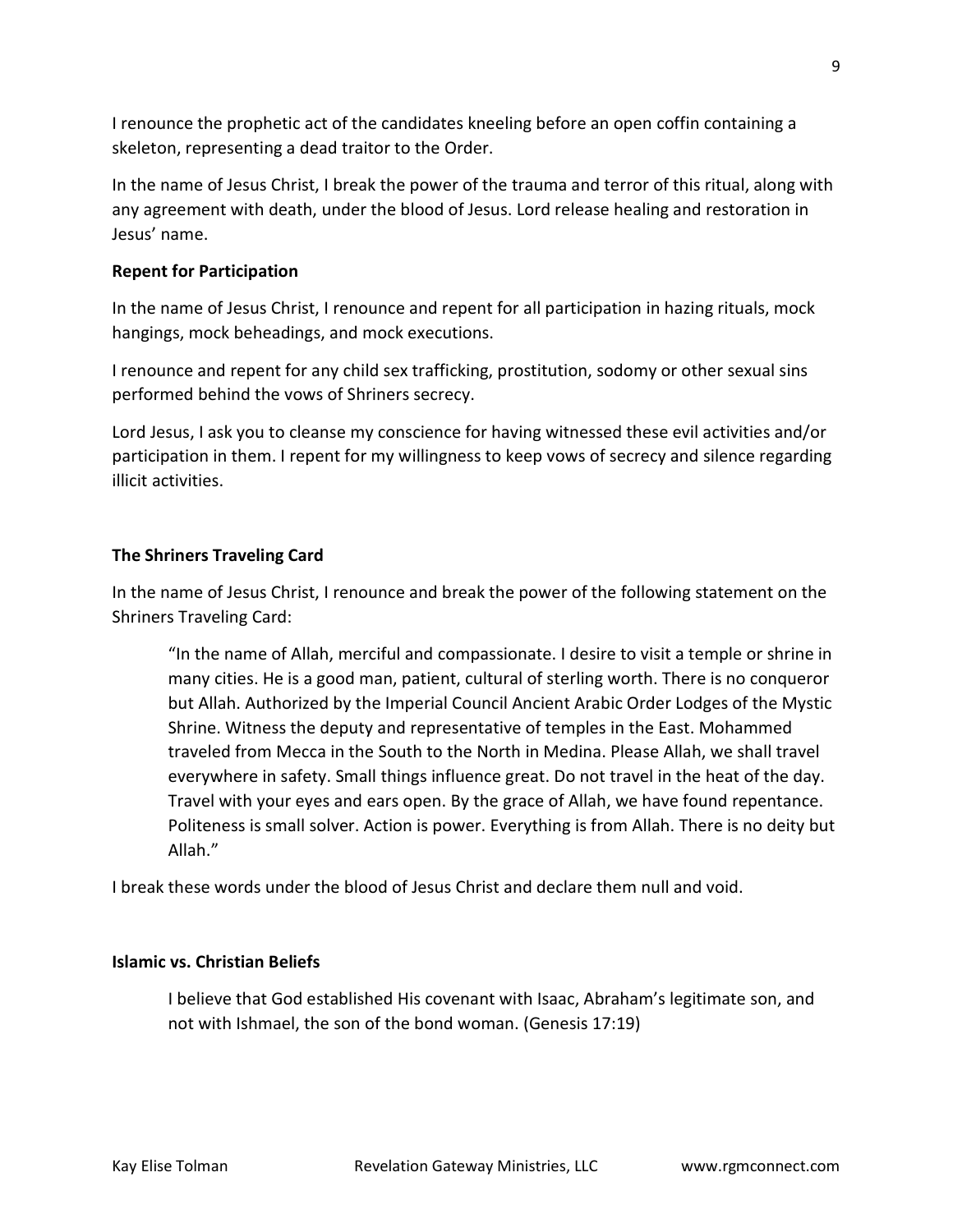I renounce the prophetic act of the candidates kneeling before an open coffin containing a skeleton, representing a dead traitor to the Order.

In the name of Jesus Christ, I break the power of the trauma and terror of this ritual, along with any agreement with death, under the blood of Jesus. Lord release healing and restoration in Jesus' name.

**Repent for Participation**

In the name of Jesus Christ, I renounce and repent for all participation in hazing rituals, mock hangings, mock beheadings, and mock executions.

I renounce and repent for any child sex trafficking, prostitution, sodomy or other sexual sins performed behind the vows of Shriners secrecy.

Lord Jesus, I ask you to cleanse my conscience for having witnessed these evil activities and/or participation in them. I repent for my willingness to keep vows of secrecy and silence regarding illicit activities.

**The Shriners Traveling Card**

In the name of Jesus Christ, I renounce and break the power of the following statement on the Shriners Traveling Card:

> "In the name of Allah, merciful and compassionate. I desire to visit a temple or shrine in many cities. He is a good man, patient, cultural of sterling worth. There is no conqueror but Allah. Authorized by the Imperial Council Ancient Arabic Order Lodges of the Mystic Shrine. Witness the deputy and representative of temples in the East. Mohammed traveled from Mecca in the South to the North in Medina. Please Allah, we shall travel everywhere in safety. Small things influence great. Do not travel in the heat of the day. Travel with your eyes and ears open. By the grace of Allah, we have found repentance. Politeness is small solver. Action is power. Everything is from Allah. There is no deity but Allah."

I break these words under the blood of Jesus Christ and declare them null and void.

**Islamic vs. Christian Beliefs**

> I believe that God established His covenant with Isaac, Abraham's legitimate son, and not with Ishmael, the son of the bond woman. (Genesis 17:19)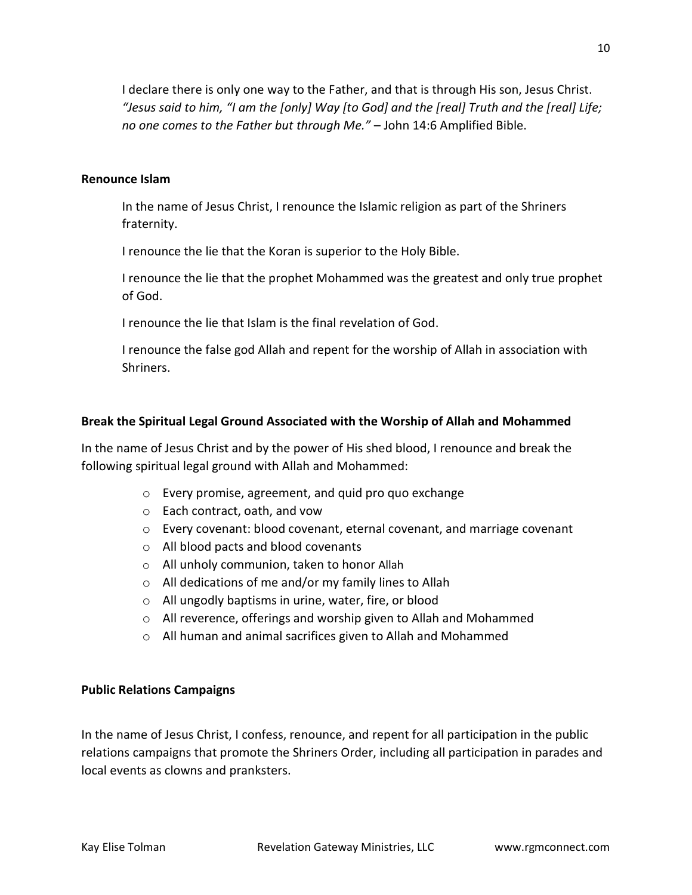I declare there is only one way to the Father, and that is through His son, Jesus Christ. *"Jesus said to him, "I am the [only] Way [to God] and the [real] Truth and the [real] Life; no one comes to the Father but through Me."* – John 14:6 Amplified Bible.

**Renounce Islam**

In the name of Jesus Christ, I renounce the Islamic religion as part of the Shriners fraternity.

I renounce the lie that the Koran is superior to the Holy Bible.

I renounce the lie that the prophet Mohammed was the greatest and only true prophet of God.

I renounce the lie that Islam is the final revelation of God.

I renounce the false god Allah and repent for the worship of Allah in association with Shriners.

**Break the Spiritual Legal Ground Associated with the Worship of Allah and Mohammed**

In the name of Jesus Christ and by the power of His shed blood, I renounce and break the following spiritual legal ground with Allah and Mohammed:

- Every promise, agreement, and quid pro quo exchange
- Each contract, oath, and vow
- Every covenant: blood covenant, eternal covenant, and marriage covenant
- All blood pacts and blood covenants
- All unholy communion, taken to honor Allah
- All dedications of me and/or my family lines to Allah
- All ungodly baptisms in urine, water, fire, or blood
- All reverence, offerings and worship given to Allah and Mohammed
- All human and animal sacrifices given to Allah and Mohammed

**Public Relations Campaigns**

In the name of Jesus Christ, I confess, renounce, and repent for all participation in the public relations campaigns that promote the Shriners Order, including all participation in parades and local events as clowns and pranksters.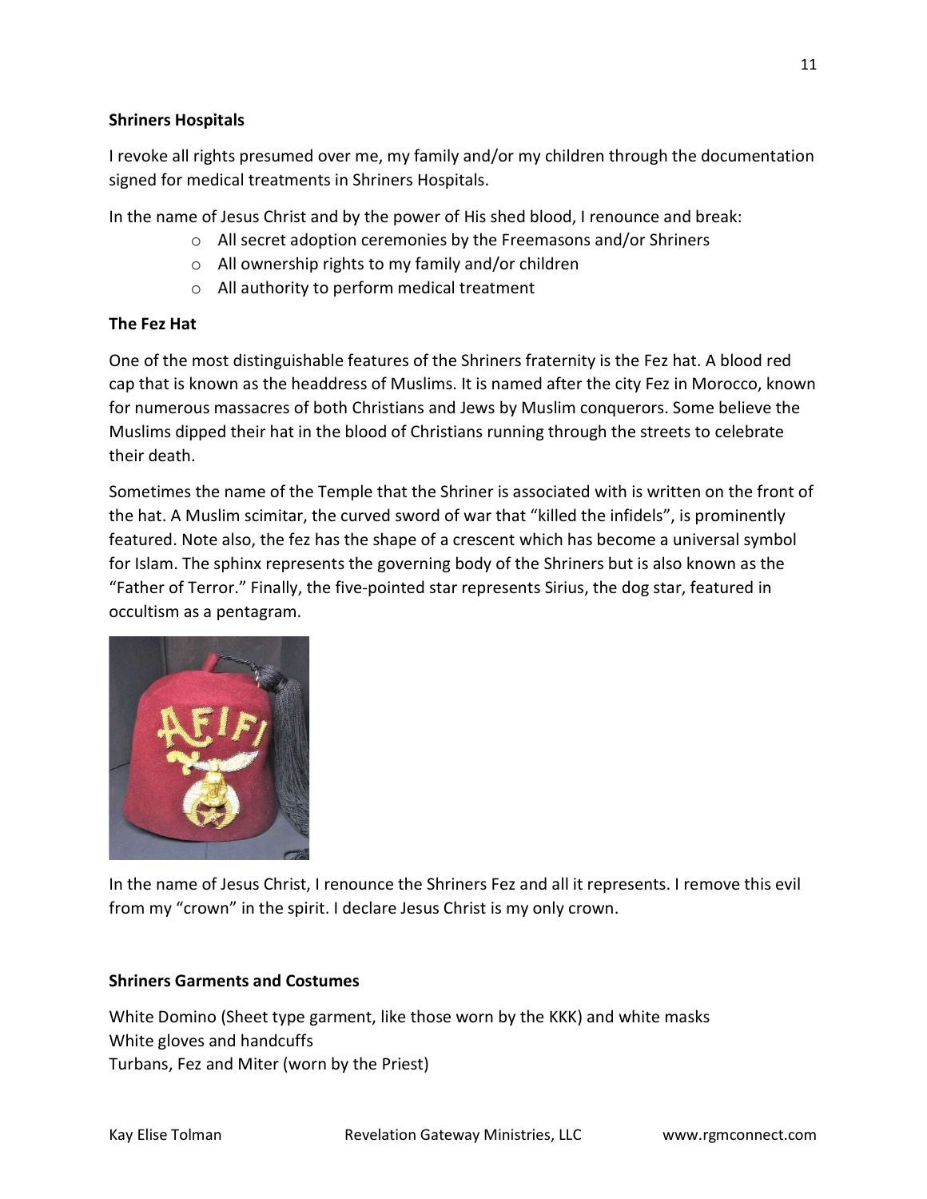**Shriners Hospitals**

I revoke all rights presumed over me, my family and/or my children through the documentation signed for medical treatments in Shriners Hospitals.

In the name of Jesus Christ and by the power of His shed blood, I renounce and break:

- All secret adoption ceremonies by the Freemasons and/or Shriners
- All ownership rights to my family and/or children
- All authority to perform medical treatment

**The Fez Hat**

One of the most distinguishable features of the Shriners fraternity is the Fez hat. A blood red cap that is known as the headdress of Muslims. It is named after the city Fez in Morocco, known for numerous massacres of both Christians and Jews by Muslim conquerors. Some believe the Muslims dipped their hat in the blood of Christians running through the streets to celebrate their death.

Sometimes the name of the Temple that the Shriner is associated with is written on the front of the hat. A Muslim scimitar, the curved sword of war that "killed the infidels", is prominently featured. Note also, the fez has the shape of a crescent which has become a universal symbol for Islam. The sphinx represents the governing body of the Shriners but is also known as the "Father of Terror." Finally, the five-pointed star represents Sirius, the dog star, featured in occultism as a pentagram.

In the name of Jesus Christ, I renounce the Shriners Fez and all it represents. I remove this evil from my "crown" in the spirit. I declare Jesus Christ is my only crown.

**Shriners Garments and Costumes**

White Domino (Sheet type garment, like those worn by the KKK) and white masks
White gloves and handcuffs
Turbans, Fez and Miter (worn by the Priest)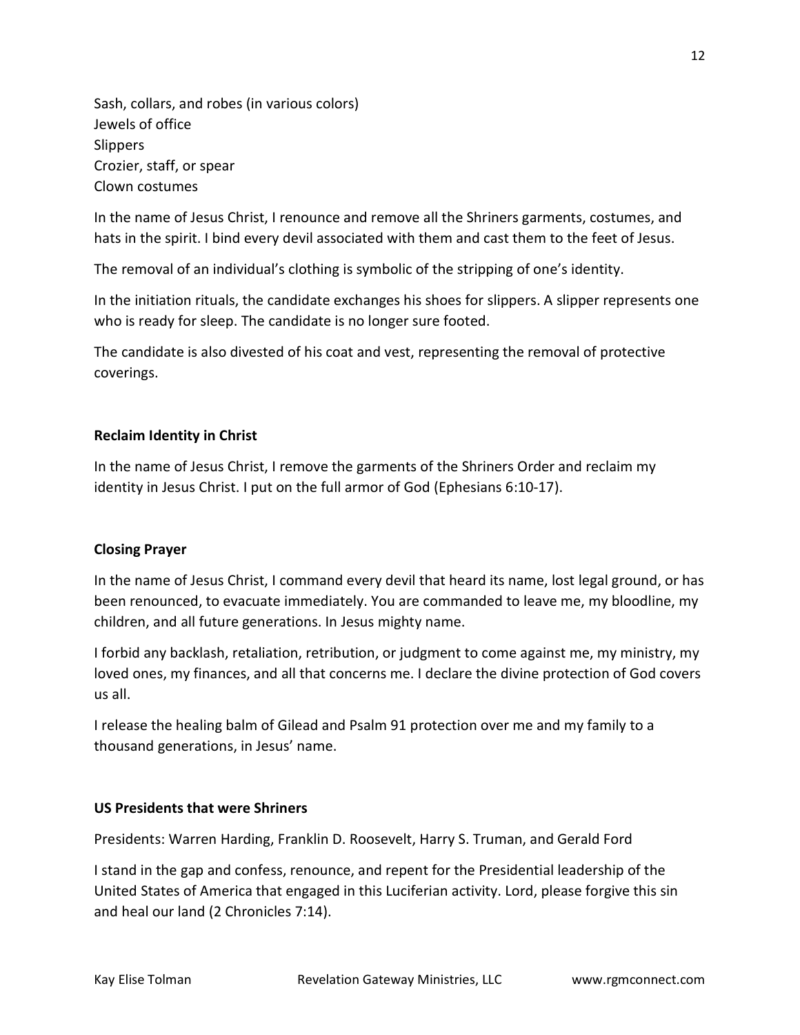Sash, collars, and robes (in various colors)  
Jewels of office  
Slippers  
Crozier, staff, or spear  
Clown costumes

In the name of Jesus Christ, I renounce and remove all the Shriners garments, costumes, and hats in the spirit. I bind every devil associated with them and cast them to the feet of Jesus.

The removal of an individual's clothing is symbolic of the stripping of one's identity.

In the initiation rituals, the candidate exchanges his shoes for slippers. A slipper represents one who is ready for sleep. The candidate is no longer sure footed.

The candidate is also divested of his coat and vest, representing the removal of protective coverings.

**Reclaim Identity in Christ**

In the name of Jesus Christ, I remove the garments of the Shriners Order and reclaim my identity in Jesus Christ. I put on the full armor of God (Ephesians 6:10-17).

**Closing Prayer**

In the name of Jesus Christ, I command every devil that heard its name, lost legal ground, or has been renounced, to evacuate immediately. You are commanded to leave me, my bloodline, my children, and all future generations. In Jesus mighty name.

I forbid any backlash, retaliation, retribution, or judgment to come against me, my ministry, my loved ones, my finances, and all that concerns me. I declare the divine protection of God covers us all.

I release the healing balm of Gilead and Psalm 91 protection over me and my family to a thousand generations, in Jesus' name.

**US Presidents that were Shriners**

Presidents: Warren Harding, Franklin D. Roosevelt, Harry S. Truman, and Gerald Ford

I stand in the gap and confess, renounce, and repent for the Presidential leadership of the United States of America that engaged in this Luciferian activity. Lord, please forgive this sin and heal our land (2 Chronicles 7:14).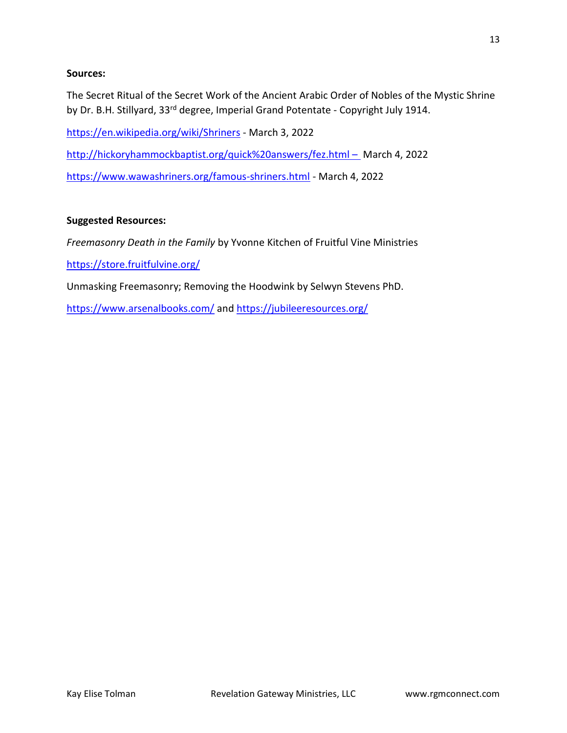**Sources:**

The Secret Ritual of the Secret Work of the Ancient Arabic Order of Nobles of the Mystic Shrine by Dr. B.H. Stillyard, 33rd degree, Imperial Grand Potentate - Copyright July 1914.

https://en.wikipedia.org/wiki/Shriners - March 3, 2022

http://hickoryhammockbaptist.org/quick%20answers/fez.html – March 4, 2022

https://www.wawashriners.org/famous-shriners.html - March 4, 2022

**Suggested Resources:**

*Freemasonry Death in the Family* by Yvonne Kitchen of Fruitful Vine Ministries

https://store.fruitfulvine.org/

Unmasking Freemasonry; Removing the Hoodwink by Selwyn Stevens PhD.

https://www.arsenalbooks.com/ and https://jubileeresources.org/